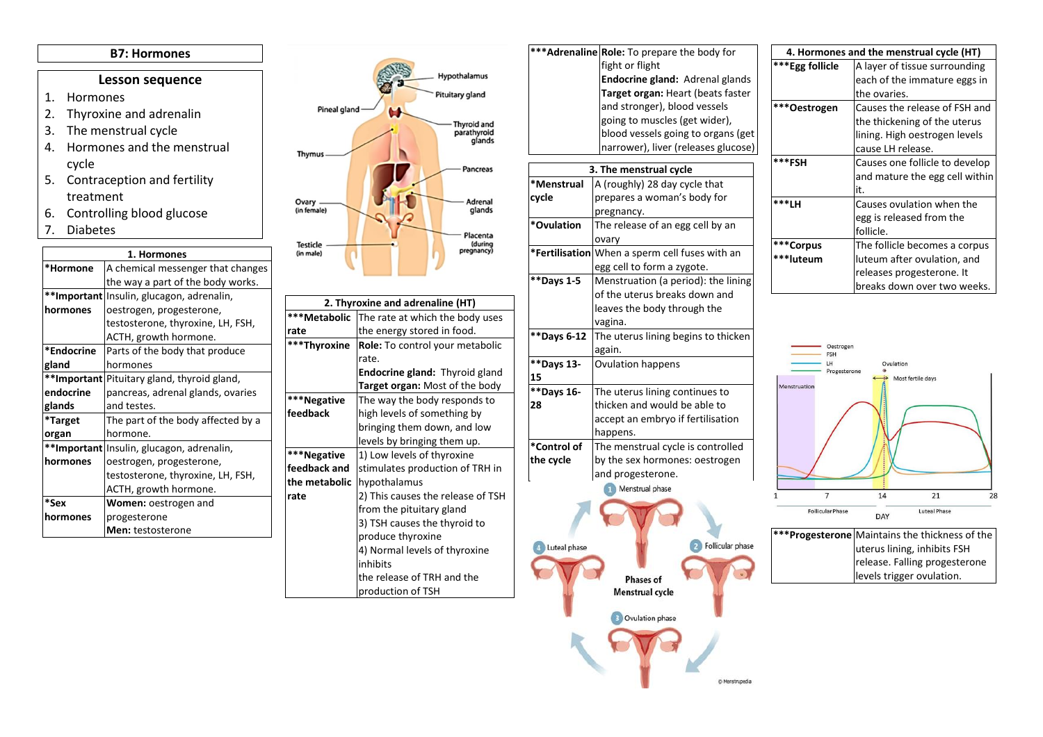# B7: Hormones

## Lesson sequence

1. Hormones
2. Thyroxine and adrenalin
3. The menstrual cycle
4. Hormones and the menstrual cycle
5. Contraception and fertility treatment
6. Controlling blood glucose
7. Diabetes

| 1. Hormones | |
|---|---|
| *Hormone | A chemical messenger that changes the way a part of the body works. |
| **Important hormones | Insulin, glucagon, adrenalin, oestrogen, progesterone, testosterone, thyroxine, LH, FSH, ACTH, growth hormone. |
| *Endocrine gland | Parts of the body that produce hormones |
| **Important endocrine glands | Pituitary gland, thyroid gland, pancreas, adrenal glands, ovaries and testes. |
| *Target organ | The part of the body affected by a hormone. |
| **Important hormones | Insulin, glucagon, adrenalin, oestrogen, progesterone, testosterone, thyroxine, LH, FSH, ACTH, growth hormone. |
| *Sex hormones | **Women:** oestrogen and progesterone **Men:** testosterone |

Hypothalamus, Pituitary gland, Pineal gland, Thyroid and parathyroid glands, Thymus, Pancreas, Ovary (in female), Adrenal glands, Placenta (during pregnancy), Testicle (in male)

| 2. Thyroxine and adrenaline (HT) | |
|---|---|
| ***Metabolic rate | The rate at which the body uses the energy stored in food. |
| ***Thyroxine | **Role:** To control your metabolic rate. **Endocrine gland:** Thyroid gland **Target organ:** Most of the body |
| ***Negative feedback | The way the body responds to high levels of something by bringing them down, and low levels by bringing them up. |
| ***Negative feedback and the metabolic rate | 1) Low levels of thyroxine stimulates production of TRH in hypothalamus 2) This causes the release of TSH from the pituitary gland 3) TSH causes the thyroid to produce thyroxine 4) Normal levels of thyroxine inhibits the release of TRH and the production of TSH |
| ***Adrenaline | **Role:** To prepare the body for fight or flight **Endocrine gland:** Adrenal glands **Target organ:** Heart (beats faster and stronger), blood vessels going to muscles (get wider), blood vessels going to organs (get narrower), liver (releases glucose) |

| 3. The menstrual cycle | |
|---|---|
| *Menstrual cycle | A (roughly) 28 day cycle that prepares a woman's body for pregnancy. |
| *Ovulation | The release of an egg cell by an ovary |
| *Fertilisation | When a sperm cell fuses with an egg cell to form a zygote. |
| **Days 1-5 | Menstruation (a period): the lining of the uterus breaks down and leaves the body through the vagina. |
| **Days 6-12 | The uterus lining begins to thicken again. |
| **Days 13-15 | Ovulation happens |
| **Days 16-28 | The uterus lining continues to thicken and would be able to accept an embryo if fertilisation happens. |
| *Control of the cycle | The menstrual cycle is controlled by the sex hormones: oestrogen and progesterone. |

Phases of Menstrual cycle: 1 Menstrual phase, 2 Follicular phase, 3 Ovulation phase, 4 Luteal phase

© Menstrupedia

| 4. Hormones and the menstrual cycle (HT) | |
|---|---|
| ***Egg follicle | A layer of tissue surrounding each of the immature eggs in the ovaries. |
| ***Oestrogen | Causes the release of FSH and the thickening of the uterus lining. High oestrogen levels cause LH release. |
| ***FSH | Causes one follicle to develop and mature the egg cell within it. |
| ***LH | Causes ovulation when the egg is released from the follicle. |
| ***Corpus ***luteum | The follicle becomes a corpus luteum after ovulation, and releases progesterone. It breaks down over two weeks. |

Oestrogen, FSH, LH, Progesterone; Ovulation; Most fertile days; Menstruation; Follicular Phase; Luteal Phase; DAY 1, 7, 14, 21, 28

| ***Progesterone | Maintains the thickness of the uterus lining, inhibits FSH release. Falling progesterone levels trigger ovulation. |
|---|---|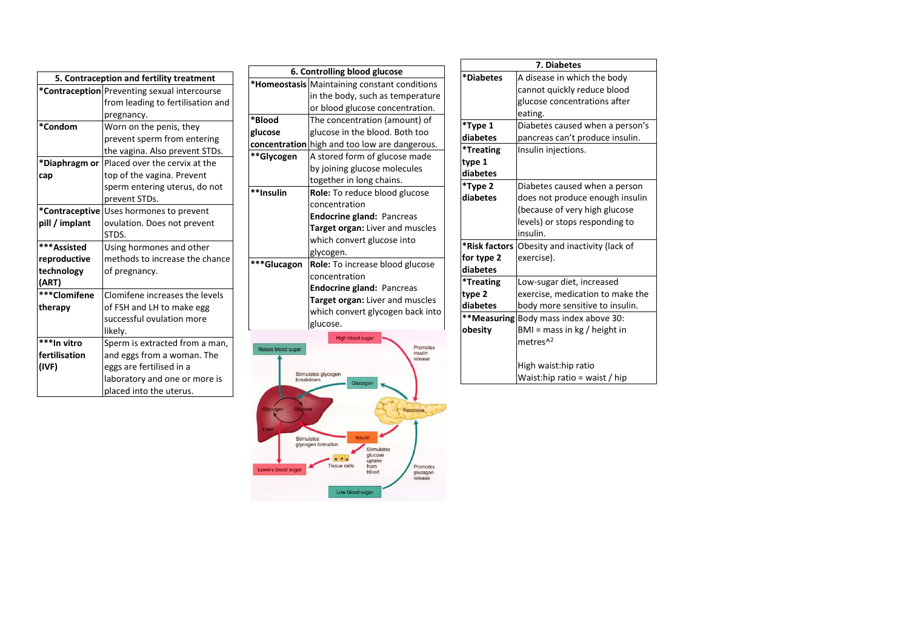| 5. Contraception and fertility treatment | |
|---|---|
| ***Contraception** | Preventing sexual intercourse from leading to fertilisation and pregnancy. |
| ***Condom** | Worn on the penis, they prevent sperm from entering the vagina. Also prevent STDs. |
| ***Diaphragm or cap** | Placed over the cervix at the top of the vagina. Prevent sperm entering uterus, do not prevent STDs. |
| ***Contraceptive pill / implant** | Uses hormones to prevent ovulation. Does not prevent STDS. |
| *****Assisted reproductive technology (ART)** | Using hormones and other methods to increase the chance of pregnancy. |
| *****Clomifene therapy** | Clomifene increases the levels of FSH and LH to make egg successful ovulation more likely. |
| *****In vitro fertilisation (IVF)** | Sperm is extracted from a man, and eggs from a woman. The eggs are fertilised in a laboratory and one or more is placed into the uterus. |

| 6. Controlling blood glucose | |
|---|---|
| ***Homeostasis** | Maintaining constant conditions in the body, such as temperature or blood glucose concentration. |
| ***Blood glucose concentration** | The concentration (amount) of glucose in the blood. Both too high and too low are dangerous. |
| ****Glycogen** | A stored form of glucose made by joining glucose molecules together in long chains. |
| ****Insulin** | **Role:** To reduce blood glucose concentration **Endocrine gland:** Pancreas **Target organ:** Liver and muscles which convert glucose into glycogen. |
| *****Glucagon** | **Role:** To increase blood glucose concentration **Endocrine gland:** Pancreas **Target organ:** Liver and muscles which convert glycogen back into glucose. |

High blood sugar
Promotes insulin release
Raises blood sugar
Stimulates glycogen breakdown
Glucagon
Glycogen
Glucose
Liver
Pancreas
Stimulates glycogen formation
Insulin
Stimulates glucose uptake from blood
Tissue cells
Lowers blood sugar
Promotes glucagon release
Low blood sugar

| 7. Diabetes | |
|---|---|
| ***Diabetes** | A disease in which the body cannot quickly reduce blood glucose concentrations after eating. |
| ***Type 1 diabetes** | Diabetes caused when a person's pancreas can't produce insulin. |
| ***Treating type 1 diabetes** | Insulin injections. |
| ***Type 2 diabetes** | Diabetes caused when a person does not produce enough insulin (because of very high glucose levels) or stops responding to insulin. |
| ***Risk factors for type 2 diabetes** | Obesity and inactivity (lack of exercise). |
| ***Treating type 2 diabetes** | Low-sugar diet, increased exercise, medication to make the body more sensitive to insulin. |
| ****Measuring obesity** | Body mass index above 30: BMI = mass in kg / height in metres^2<br><br>High waist:hip ratio<br>Waist:hip ratio = waist / hip |